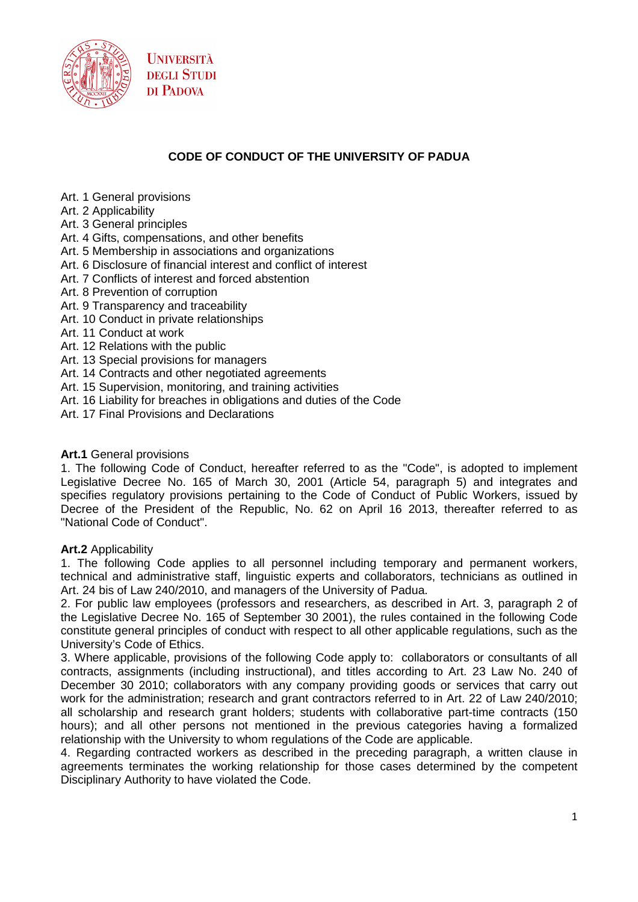UNIVERSITÀ DEGLI STUDI DI PADOVA

# CODE OF CONDUCT OF THE UNIVERSITY OF PADUA

Art. 1 General provisions
Art. 2 Applicability
Art. 3 General principles
Art. 4 Gifts, compensations, and other benefits
Art. 5 Membership in associations and organizations
Art. 6 Disclosure of financial interest and conflict of interest
Art. 7 Conflicts of interest and forced abstention
Art. 8 Prevention of corruption
Art. 9 Transparency and traceability
Art. 10 Conduct in private relationships
Art. 11 Conduct at work
Art. 12 Relations with the public
Art. 13 Special provisions for managers
Art. 14 Contracts and other negotiated agreements
Art. 15 Supervision, monitoring, and training activities
Art. 16 Liability for breaches in obligations and duties of the Code
Art. 17 Final Provisions and Declarations

**Art.1** General provisions

1. The following Code of Conduct, hereafter referred to as the "Code", is adopted to implement Legislative Decree No. 165 of March 30, 2001 (Article 54, paragraph 5) and integrates and specifies regulatory provisions pertaining to the Code of Conduct of Public Workers, issued by Decree of the President of the Republic, No. 62 on April 16 2013, thereafter referred to as "National Code of Conduct".

**Art.2** Applicability

1. The following Code applies to all personnel including temporary and permanent workers, technical and administrative staff, linguistic experts and collaborators, technicians as outlined in Art. 24 bis of Law 240/2010, and managers of the University of Padua.
2. For public law employees (professors and researchers, as described in Art. 3, paragraph 2 of the Legislative Decree No. 165 of September 30 2001), the rules contained in the following Code constitute general principles of conduct with respect to all other applicable regulations, such as the University's Code of Ethics.
3. Where applicable, provisions of the following Code apply to: collaborators or consultants of all contracts, assignments (including instructional), and titles according to Art. 23 Law No. 240 of December 30 2010; collaborators with any company providing goods or services that carry out work for the administration; research and grant contractors referred to in Art. 22 of Law 240/2010; all scholarship and research grant holders; students with collaborative part-time contracts (150 hours); and all other persons not mentioned in the previous categories having a formalized relationship with the University to whom regulations of the Code are applicable.
4. Regarding contracted workers as described in the preceding paragraph, a written clause in agreements terminates the working relationship for those cases determined by the competent Disciplinary Authority to have violated the Code.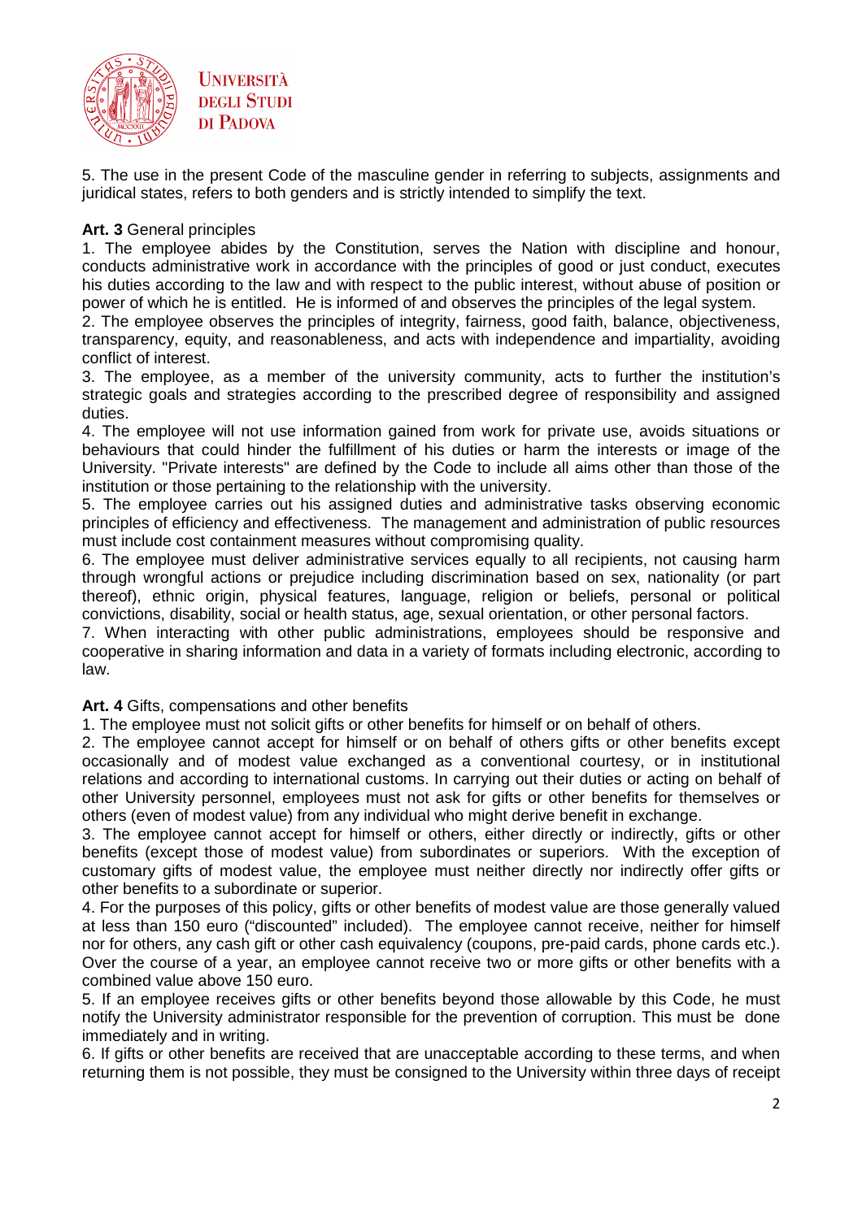5. The use in the present Code of the masculine gender in referring to subjects, assignments and juridical states, refers to both genders and is strictly intended to simplify the text.

**Art. 3** General principles

1. The employee abides by the Constitution, serves the Nation with discipline and honour, conducts administrative work in accordance with the principles of good or just conduct, executes his duties according to the law and with respect to the public interest, without abuse of position or power of which he is entitled. He is informed of and observes the principles of the legal system.
2. The employee observes the principles of integrity, fairness, good faith, balance, objectiveness, transparency, equity, and reasonableness, and acts with independence and impartiality, avoiding conflict of interest.
3. The employee, as a member of the university community, acts to further the institution's strategic goals and strategies according to the prescribed degree of responsibility and assigned duties.
4. The employee will not use information gained from work for private use, avoids situations or behaviours that could hinder the fulfillment of his duties or harm the interests or image of the University. "Private interests" are defined by the Code to include all aims other than those of the institution or those pertaining to the relationship with the university.
5. The employee carries out his assigned duties and administrative tasks observing economic principles of efficiency and effectiveness. The management and administration of public resources must include cost containment measures without compromising quality.
6. The employee must deliver administrative services equally to all recipients, not causing harm through wrongful actions or prejudice including discrimination based on sex, nationality (or part thereof), ethnic origin, physical features, language, religion or beliefs, personal or political convictions, disability, social or health status, age, sexual orientation, or other personal factors.
7. When interacting with other public administrations, employees should be responsive and cooperative in sharing information and data in a variety of formats including electronic, according to law.

**Art. 4** Gifts, compensations and other benefits

1. The employee must not solicit gifts or other benefits for himself or on behalf of others.
2. The employee cannot accept for himself or on behalf of others gifts or other benefits except occasionally and of modest value exchanged as a conventional courtesy, or in institutional relations and according to international customs. In carrying out their duties or acting on behalf of other University personnel, employees must not ask for gifts or other benefits for themselves or others (even of modest value) from any individual who might derive benefit in exchange.
3. The employee cannot accept for himself or others, either directly or indirectly, gifts or other benefits (except those of modest value) from subordinates or superiors. With the exception of customary gifts of modest value, the employee must neither directly nor indirectly offer gifts or other benefits to a subordinate or superior.
4. For the purposes of this policy, gifts or other benefits of modest value are those generally valued at less than 150 euro ("discounted" included). The employee cannot receive, neither for himself nor for others, any cash gift or other cash equivalency (coupons, pre-paid cards, phone cards etc.). Over the course of a year, an employee cannot receive two or more gifts or other benefits with a combined value above 150 euro.
5. If an employee receives gifts or other benefits beyond those allowable by this Code, he must notify the University administrator responsible for the prevention of corruption. This must be done immediately and in writing.
6. If gifts or other benefits are received that are unacceptable according to these terms, and when returning them is not possible, they must be consigned to the University within three days of receipt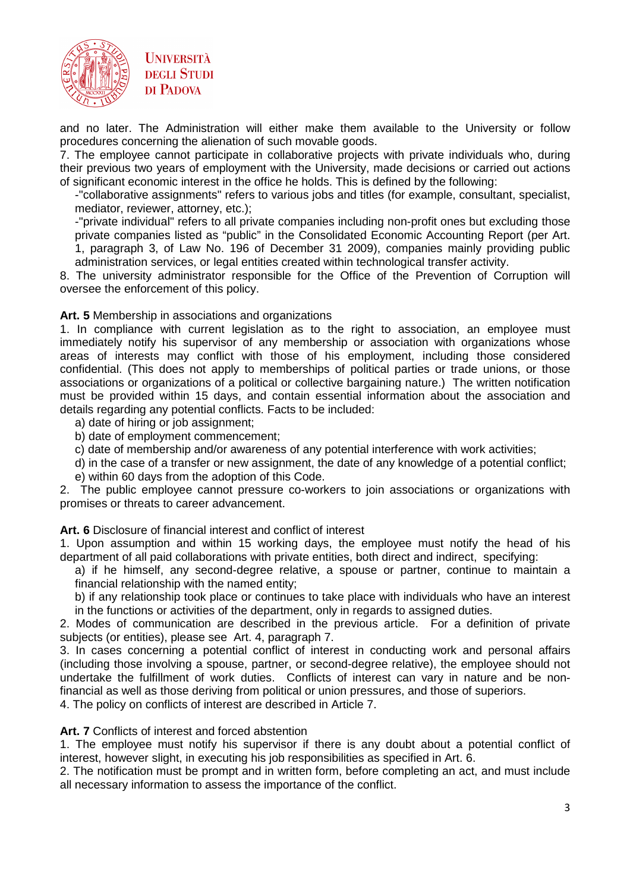and no later. The Administration will either make them available to the University or follow procedures concerning the alienation of such movable goods.

7. The employee cannot participate in collaborative projects with private individuals who, during their previous two years of employment with the University, made decisions or carried out actions of significant economic interest in the office he holds. This is defined by the following:

- "collaborative assignments" refers to various jobs and titles (for example, consultant, specialist, mediator, reviewer, attorney, etc.);
- "private individual" refers to all private companies including non-profit ones but excluding those private companies listed as "public" in the Consolidated Economic Accounting Report (per Art. 1, paragraph 3, of Law No. 196 of December 31 2009), companies mainly providing public administration services, or legal entities created within technological transfer activity.

8. The university administrator responsible for the Office of the Prevention of Corruption will oversee the enforcement of this policy.

**Art. 5** Membership in associations and organizations

1. In compliance with current legislation as to the right to association, an employee must immediately notify his supervisor of any membership or association with organizations whose areas of interests may conflict with those of his employment, including those considered confidential. (This does not apply to memberships of political parties or trade unions, or those associations or organizations of a political or collective bargaining nature.) The written notification must be provided within 15 days, and contain essential information about the association and details regarding any potential conflicts. Facts to be included:

   a) date of hiring or job assignment;
   b) date of employment commencement;
   c) date of membership and/or awareness of any potential interference with work activities;
   d) in the case of a transfer or new assignment, the date of any knowledge of a potential conflict;
   e) within 60 days from the adoption of this Code.

2. The public employee cannot pressure co-workers to join associations or organizations with promises or threats to career advancement.

**Art. 6** Disclosure of financial interest and conflict of interest

1. Upon assumption and within 15 working days, the employee must notify the head of his department of all paid collaborations with private entities, both direct and indirect, specifying:

   a) if he himself, any second-degree relative, a spouse or partner, continue to maintain a financial relationship with the named entity;
   b) if any relationship took place or continues to take place with individuals who have an interest in the functions or activities of the department, only in regards to assigned duties.

2. Modes of communication are described in the previous article. For a definition of private subjects (or entities), please see Art. 4, paragraph 7.

3. In cases concerning a potential conflict of interest in conducting work and personal affairs (including those involving a spouse, partner, or second-degree relative), the employee should not undertake the fulfillment of work duties. Conflicts of interest can vary in nature and be non-financial as well as those deriving from political or union pressures, and those of superiors.

4. The policy on conflicts of interest are described in Article 7.

**Art. 7** Conflicts of interest and forced abstention

1. The employee must notify his supervisor if there is any doubt about a potential conflict of interest, however slight, in executing his job responsibilities as specified in Art. 6.

2. The notification must be prompt and in written form, before completing an act, and must include all necessary information to assess the importance of the conflict.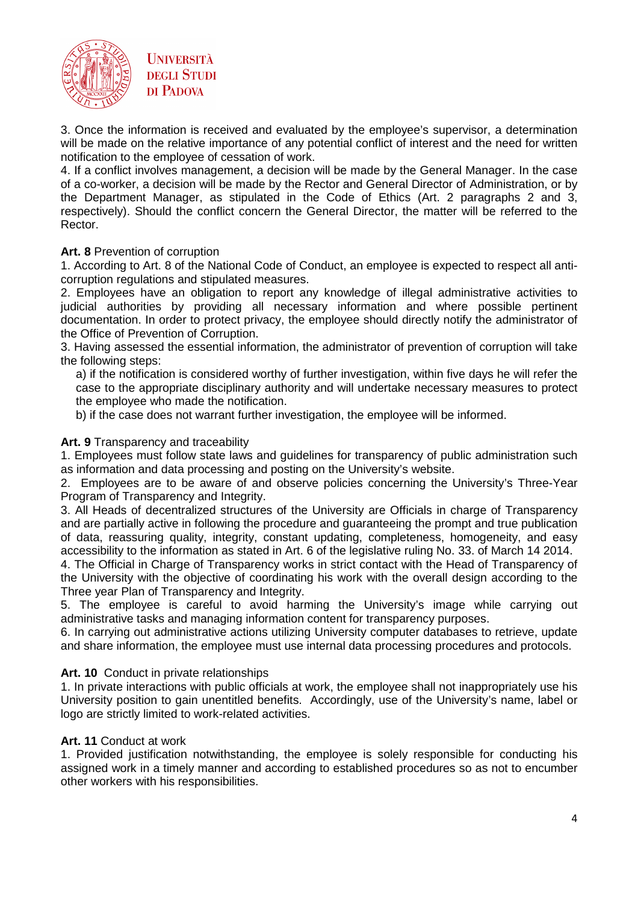3. Once the information is received and evaluated by the employee's supervisor, a determination will be made on the relative importance of any potential conflict of interest and the need for written notification to the employee of cessation of work.
4. If a conflict involves management, a decision will be made by the General Manager. In the case of a co-worker, a decision will be made by the Rector and General Director of Administration, or by the Department Manager, as stipulated in the Code of Ethics (Art. 2 paragraphs 2 and 3, respectively). Should the conflict concern the General Director, the matter will be referred to the Rector.

**Art. 8** Prevention of corruption

1. According to Art. 8 of the National Code of Conduct, an employee is expected to respect all anti-corruption regulations and stipulated measures.
2. Employees have an obligation to report any knowledge of illegal administrative activities to judicial authorities by providing all necessary information and where possible pertinent documentation. In order to protect privacy, the employee should directly notify the administrator of the Office of Prevention of Corruption.
3. Having assessed the essential information, the administrator of prevention of corruption will take the following steps:
   a) if the notification is considered worthy of further investigation, within five days he will refer the case to the appropriate disciplinary authority and will undertake necessary measures to protect the employee who made the notification.
   b) if the case does not warrant further investigation, the employee will be informed.

**Art. 9** Transparency and traceability

1. Employees must follow state laws and guidelines for transparency of public administration such as information and data processing and posting on the University's website.
2. Employees are to be aware of and observe policies concerning the University's Three-Year Program of Transparency and Integrity.
3. All Heads of decentralized structures of the University are Officials in charge of Transparency and are partially active in following the procedure and guaranteeing the prompt and true publication of data, reassuring quality, integrity, constant updating, completeness, homogeneity, and easy accessibility to the information as stated in Art. 6 of the legislative ruling No. 33. of March 14 2014.
4. The Official in Charge of Transparency works in strict contact with the Head of Transparency of the University with the objective of coordinating his work with the overall design according to the Three year Plan of Transparency and Integrity.
5. The employee is careful to avoid harming the University's image while carrying out administrative tasks and managing information content for transparency purposes.
6. In carrying out administrative actions utilizing University computer databases to retrieve, update and share information, the employee must use internal data processing procedures and protocols.

**Art. 10** Conduct in private relationships

1. In private interactions with public officials at work, the employee shall not inappropriately use his University position to gain unentitled benefits. Accordingly, use of the University's name, label or logo are strictly limited to work-related activities.

**Art. 11** Conduct at work

1. Provided justification notwithstanding, the employee is solely responsible for conducting his assigned work in a timely manner and according to established procedures so as not to encumber other workers with his responsibilities.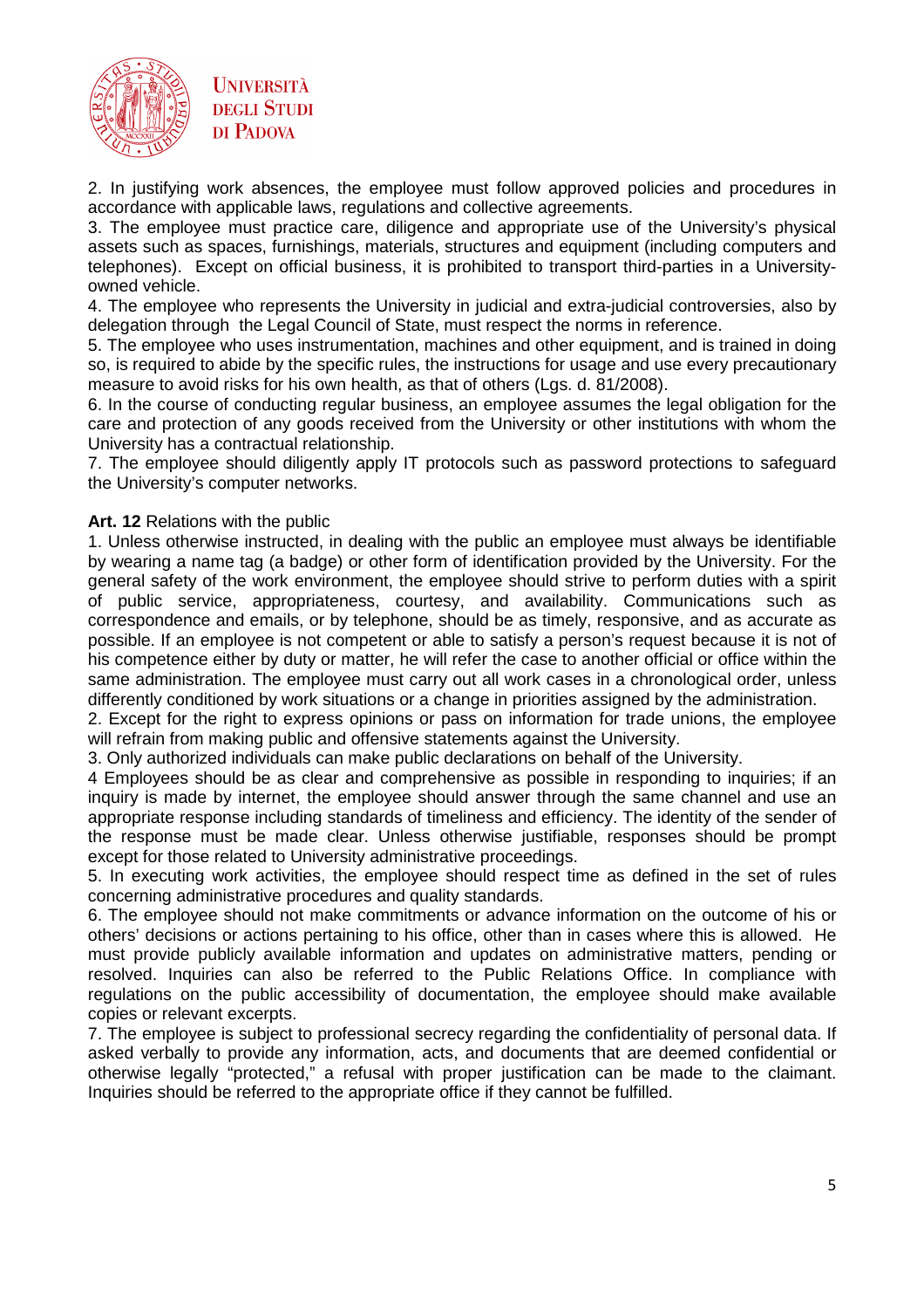2. In justifying work absences, the employee must follow approved policies and procedures in accordance with applicable laws, regulations and collective agreements.

3. The employee must practice care, diligence and appropriate use of the University's physical assets such as spaces, furnishings, materials, structures and equipment (including computers and telephones). Except on official business, it is prohibited to transport third-parties in a University-owned vehicle.

4. The employee who represents the University in judicial and extra-judicial controversies, also by delegation through the Legal Council of State, must respect the norms in reference.

5. The employee who uses instrumentation, machines and other equipment, and is trained in doing so, is required to abide by the specific rules, the instructions for usage and use every precautionary measure to avoid risks for his own health, as that of others (Lgs. d. 81/2008).

6. In the course of conducting regular business, an employee assumes the legal obligation for the care and protection of any goods received from the University or other institutions with whom the University has a contractual relationship.

7. The employee should diligently apply IT protocols such as password protections to safeguard the University's computer networks.

**Art. 12** Relations with the public

1. Unless otherwise instructed, in dealing with the public an employee must always be identifiable by wearing a name tag (a badge) or other form of identification provided by the University. For the general safety of the work environment, the employee should strive to perform duties with a spirit of public service, appropriateness, courtesy, and availability. Communications such as correspondence and emails, or by telephone, should be as timely, responsive, and as accurate as possible. If an employee is not competent or able to satisfy a person's request because it is not of his competence either by duty or matter, he will refer the case to another official or office within the same administration. The employee must carry out all work cases in a chronological order, unless differently conditioned by work situations or a change in priorities assigned by the administration.

2. Except for the right to express opinions or pass on information for trade unions, the employee will refrain from making public and offensive statements against the University.

3. Only authorized individuals can make public declarations on behalf of the University.

4 Employees should be as clear and comprehensive as possible in responding to inquiries; if an inquiry is made by internet, the employee should answer through the same channel and use an appropriate response including standards of timeliness and efficiency. The identity of the sender of the response must be made clear. Unless otherwise justifiable, responses should be prompt except for those related to University administrative proceedings.

5. In executing work activities, the employee should respect time as defined in the set of rules concerning administrative procedures and quality standards.

6. The employee should not make commitments or advance information on the outcome of his or others' decisions or actions pertaining to his office, other than in cases where this is allowed. He must provide publicly available information and updates on administrative matters, pending or resolved. Inquiries can also be referred to the Public Relations Office. In compliance with regulations on the public accessibility of documentation, the employee should make available copies or relevant excerpts.

7. The employee is subject to professional secrecy regarding the confidentiality of personal data. If asked verbally to provide any information, acts, and documents that are deemed confidential or otherwise legally "protected," a refusal with proper justification can be made to the claimant. Inquiries should be referred to the appropriate office if they cannot be fulfilled.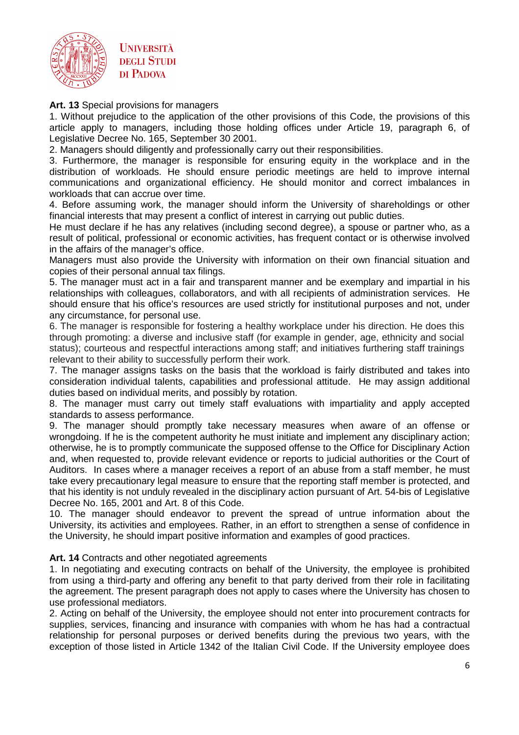**Art. 13** Special provisions for managers

1. Without prejudice to the application of the other provisions of this Code, the provisions of this article apply to managers, including those holding offices under Article 19, paragraph 6, of Legislative Decree No. 165, September 30 2001.

2. Managers should diligently and professionally carry out their responsibilities.

3. Furthermore, the manager is responsible for ensuring equity in the workplace and in the distribution of workloads. He should ensure periodic meetings are held to improve internal communications and organizational efficiency. He should monitor and correct imbalances in workloads that can accrue over time.

4. Before assuming work, the manager should inform the University of shareholdings or other financial interests that may present a conflict of interest in carrying out public duties.

He must declare if he has any relatives (including second degree), a spouse or partner who, as a result of political, professional or economic activities, has frequent contact or is otherwise involved in the affairs of the manager's office.

Managers must also provide the University with information on their own financial situation and copies of their personal annual tax filings.

5. The manager must act in a fair and transparent manner and be exemplary and impartial in his relationships with colleagues, collaborators, and with all recipients of administration services. He should ensure that his office's resources are used strictly for institutional purposes and not, under any circumstance, for personal use.

6. The manager is responsible for fostering a healthy workplace under his direction. He does this through promoting: a diverse and inclusive staff (for example in gender, age, ethnicity and social status); courteous and respectful interactions among staff; and initiatives furthering staff trainings relevant to their ability to successfully perform their work.

7. The manager assigns tasks on the basis that the workload is fairly distributed and takes into consideration individual talents, capabilities and professional attitude. He may assign additional duties based on individual merits, and possibly by rotation.

8. The manager must carry out timely staff evaluations with impartiality and apply accepted standards to assess performance.

9. The manager should promptly take necessary measures when aware of an offense or wrongdoing. If he is the competent authority he must initiate and implement any disciplinary action; otherwise, he is to promptly communicate the supposed offense to the Office for Disciplinary Action and, when requested to, provide relevant evidence or reports to judicial authorities or the Court of Auditors. In cases where a manager receives a report of an abuse from a staff member, he must take every precautionary legal measure to ensure that the reporting staff member is protected, and that his identity is not unduly revealed in the disciplinary action pursuant of Art. 54-bis of Legislative Decree No. 165, 2001 and Art. 8 of this Code.

10. The manager should endeavor to prevent the spread of untrue information about the University, its activities and employees. Rather, in an effort to strengthen a sense of confidence in the University, he should impart positive information and examples of good practices.

**Art. 14** Contracts and other negotiated agreements

1. In negotiating and executing contracts on behalf of the University, the employee is prohibited from using a third-party and offering any benefit to that party derived from their role in facilitating the agreement. The present paragraph does not apply to cases where the University has chosen to use professional mediators.

2. Acting on behalf of the University, the employee should not enter into procurement contracts for supplies, services, financing and insurance with companies with whom he has had a contractual relationship for personal purposes or derived benefits during the previous two years, with the exception of those listed in Article 1342 of the Italian Civil Code. If the University employee does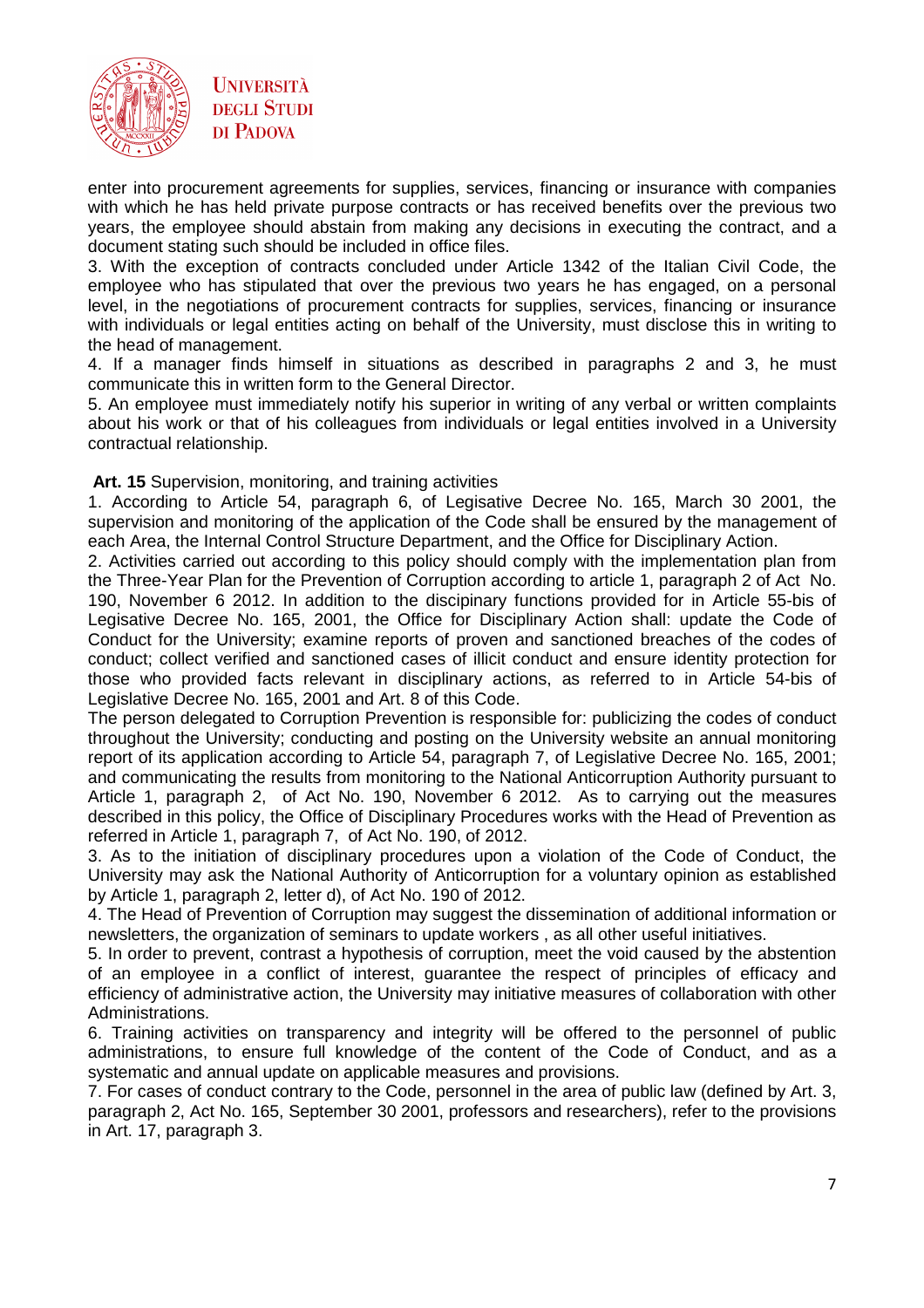enter into procurement agreements for supplies, services, financing or insurance with companies with which he has held private purpose contracts or has received benefits over the previous two years, the employee should abstain from making any decisions in executing the contract, and a document stating such should be included in office files.

3. With the exception of contracts concluded under Article 1342 of the Italian Civil Code, the employee who has stipulated that over the previous two years he has engaged, on a personal level, in the negotiations of procurement contracts for supplies, services, financing or insurance with individuals or legal entities acting on behalf of the University, must disclose this in writing to the head of management.

4. If a manager finds himself in situations as described in paragraphs 2 and 3, he must communicate this in written form to the General Director.

5. An employee must immediately notify his superior in writing of any verbal or written complaints about his work or that of his colleagues from individuals or legal entities involved in a University contractual relationship.

**Art. 15** Supervision, monitoring, and training activities

1. According to Article 54, paragraph 6, of Legisative Decree No. 165, March 30 2001, the supervision and monitoring of the application of the Code shall be ensured by the management of each Area, the Internal Control Structure Department, and the Office for Disciplinary Action.

2. Activities carried out according to this policy should comply with the implementation plan from the Three-Year Plan for the Prevention of Corruption according to article 1, paragraph 2 of Act No. 190, November 6 2012. In addition to the discipinary functions provided for in Article 55-bis of Legisative Decree No. 165, 2001, the Office for Disciplinary Action shall: update the Code of Conduct for the University; examine reports of proven and sanctioned breaches of the codes of conduct; collect verified and sanctioned cases of illicit conduct and ensure identity protection for those who provided facts relevant in disciplinary actions, as referred to in Article 54-bis of Legislative Decree No. 165, 2001 and Art. 8 of this Code.

The person delegated to Corruption Prevention is responsible for: publicizing the codes of conduct throughout the University; conducting and posting on the University website an annual monitoring report of its application according to Article 54, paragraph 7, of Legislative Decree No. 165, 2001; and communicating the results from monitoring to the National Anticorruption Authority pursuant to Article 1, paragraph 2, of Act No. 190, November 6 2012. As to carrying out the measures described in this policy, the Office of Disciplinary Procedures works with the Head of Prevention as referred in Article 1, paragraph 7, of Act No. 190, of 2012.

3. As to the initiation of disciplinary procedures upon a violation of the Code of Conduct, the University may ask the National Authority of Anticorruption for a voluntary opinion as established by Article 1, paragraph 2, letter d), of Act No. 190 of 2012.

4. The Head of Prevention of Corruption may suggest the dissemination of additional information or newsletters, the organization of seminars to update workers , as all other useful initiatives.

5. In order to prevent, contrast a hypothesis of corruption, meet the void caused by the abstention of an employee in a conflict of interest, guarantee the respect of principles of efficacy and efficiency of administrative action, the University may initiative measures of collaboration with other Administrations.

6. Training activities on transparency and integrity will be offered to the personnel of public administrations, to ensure full knowledge of the content of the Code of Conduct, and as a systematic and annual update on applicable measures and provisions.

7. For cases of conduct contrary to the Code, personnel in the area of public law (defined by Art. 3, paragraph 2, Act No. 165, September 30 2001, professors and researchers), refer to the provisions in Art. 17, paragraph 3.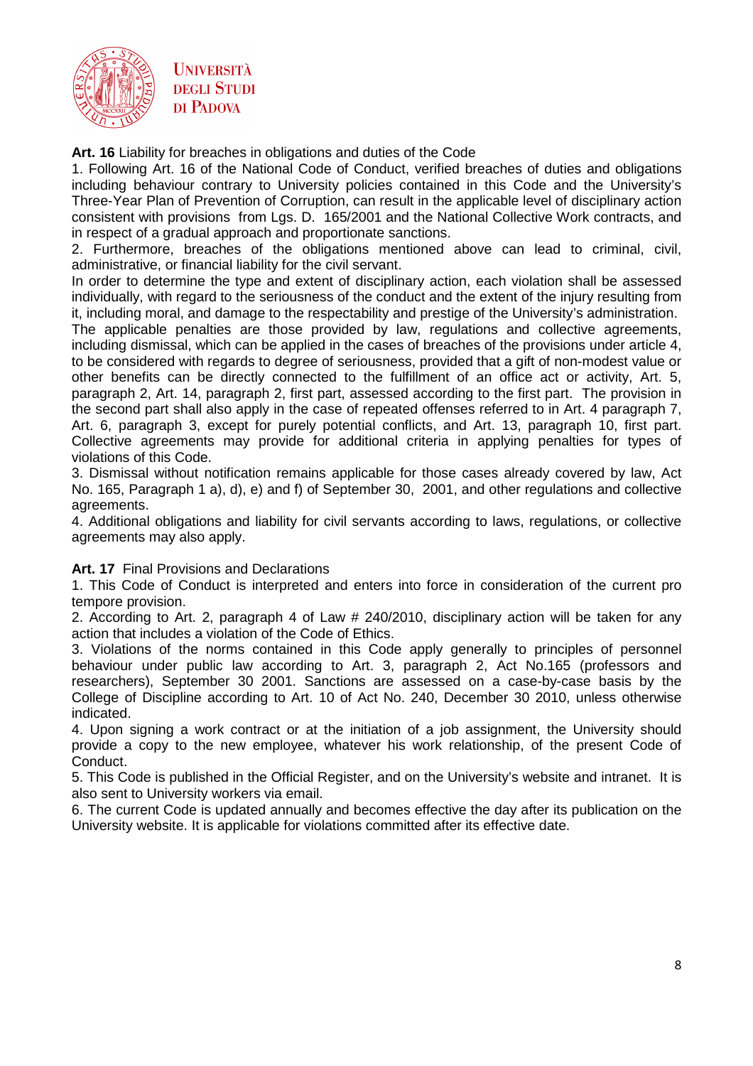**Art. 16** Liability for breaches in obligations and duties of the Code

1. Following Art. 16 of the National Code of Conduct, verified breaches of duties and obligations including behaviour contrary to University policies contained in this Code and the University's Three-Year Plan of Prevention of Corruption, can result in the applicable level of disciplinary action consistent with provisions from Lgs. D. 165/2001 and the National Collective Work contracts, and in respect of a gradual approach and proportionate sanctions.

2. Furthermore, breaches of the obligations mentioned above can lead to criminal, civil, administrative, or financial liability for the civil servant.

In order to determine the type and extent of disciplinary action, each violation shall be assessed individually, with regard to the seriousness of the conduct and the extent of the injury resulting from it, including moral, and damage to the respectability and prestige of the University's administration.

The applicable penalties are those provided by law, regulations and collective agreements, including dismissal, which can be applied in the cases of breaches of the provisions under article 4, to be considered with regards to degree of seriousness, provided that a gift of non-modest value or other benefits can be directly connected to the fulfillment of an office act or activity, Art. 5, paragraph 2, Art. 14, paragraph 2, first part, assessed according to the first part. The provision in the second part shall also apply in the case of repeated offenses referred to in Art. 4 paragraph 7, Art. 6, paragraph 3, except for purely potential conflicts, and Art. 13, paragraph 10, first part. Collective agreements may provide for additional criteria in applying penalties for types of violations of this Code.

3. Dismissal without notification remains applicable for those cases already covered by law, Act No. 165, Paragraph 1 a), d), e) and f) of September 30, 2001, and other regulations and collective agreements.

4. Additional obligations and liability for civil servants according to laws, regulations, or collective agreements may also apply.

**Art. 17** Final Provisions and Declarations

1. This Code of Conduct is interpreted and enters into force in consideration of the current pro tempore provision.

2. According to Art. 2, paragraph 4 of Law # 240/2010, disciplinary action will be taken for any action that includes a violation of the Code of Ethics.

3. Violations of the norms contained in this Code apply generally to principles of personnel behaviour under public law according to Art. 3, paragraph 2, Act No.165 (professors and researchers), September 30 2001. Sanctions are assessed on a case-by-case basis by the College of Discipline according to Art. 10 of Act No. 240, December 30 2010, unless otherwise indicated.

4. Upon signing a work contract or at the initiation of a job assignment, the University should provide a copy to the new employee, whatever his work relationship, of the present Code of Conduct.

5. This Code is published in the Official Register, and on the University's website and intranet. It is also sent to University workers via email.

6. The current Code is updated annually and becomes effective the day after its publication on the University website. It is applicable for violations committed after its effective date.